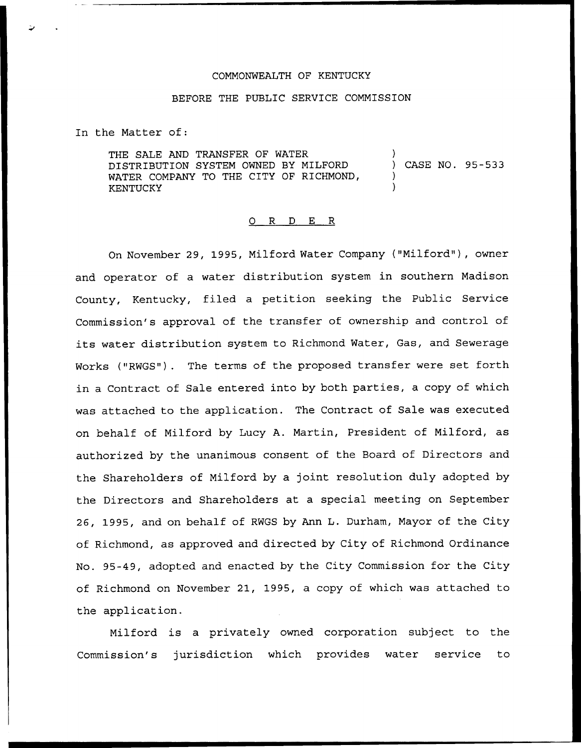COMMONWEALTH OF KENTUCKY

BEFORE THE PUBLIC SERVICE COMMISSION

In the Matter of:

THE SALE AND TRANSFER OF WATER DISTRIBUTION SYSTEM OWNED BY MILFORD WATER COMPANY TO THE CITY OF RICHMOND, KENTUCKY ) CASE NO. 95-533

O R D E R

On November 29, 1995, Milford Water Company ("Milford"), owner and operator of a water distribution system in southern Madison County, Kentucky, filed a petition seeking the Public Service Commission's approval of the transfer of ownership and control of its water distribution system to Richmond Water, Gas, and Sewerage Works ("RWGS"). The terms of the proposed transfer were set forth in a Contract of Sale entered into by both parties, a copy of which was attached to the application. The Contract of Sale was executed on behalf of Milford by Lucy A. Martin, President of Milford, as authorized by the unanimous consent of the Board of Directors and the Shareholders of Milford by a joint resolution duly adopted by the Directors and Shareholders at a special meeting on September 26, 1995, and on behalf of RWGS by Ann L. Durham, Mayor of the City of Richmond, as approved and directed by City of Richmond Ordinance No. 95-49, adopted and enacted by the City Commission for the City of Richmond on November 21, 1995, a copy of which was attached to the application.

Milford is a privately owned corporation subject to the Commission's jurisdiction which provides water service to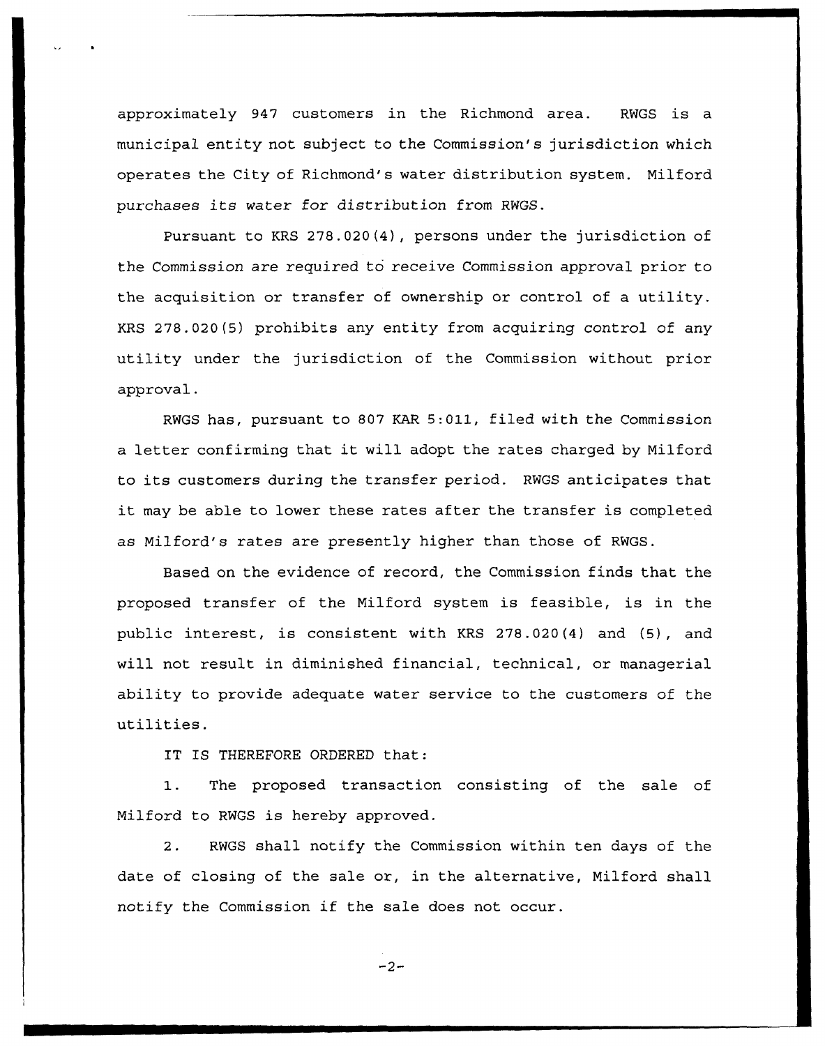approximately 947 customers in the Richmond area. RWGS is a municipal entity not subject to the Commission's jurisdiction which operates the City of Richmond's water distribution system. Milford purchases its water for distribution from RWGS.

Pursuant to KRS 278.020(4), persons under the jurisdiction of the Commission are required to receive Commission approval prior to the acquisition or transfer of ownership or control of a utility. KRS 278.020(5) prohibits any entity from acquiring control of any utility under the jurisdiction of the Commission without prior approval.

RWGS has, pursuant to 807 KAR 5:011, filed with the Commission a letter confirming that it will adopt the rates charged by Milford to its customers during the transfer period. RWGS anticipates that it may be able to lower these rates after the transfer is completed as Milford's rates are presently higher than those of RWGS.

Based on the evidence of record, the Commission finds that the proposed transfer of the Milford system is feasible, is in the public interest, is consistent with KRS 278.020(4) and (5), and will not result in diminished financial, technical, or managerial ability to provide adequate water service to the customers of the utilities.

IT IS THEREFORE ORDERED that:

1. The proposed transaction consisting of the sale of Milford to RWGS is hereby approved.

2. RWGS shall notify the Commission within ten days of the date of closing of the sale or, in the alternative, Milford shall notify the Commission if the sale does not occur.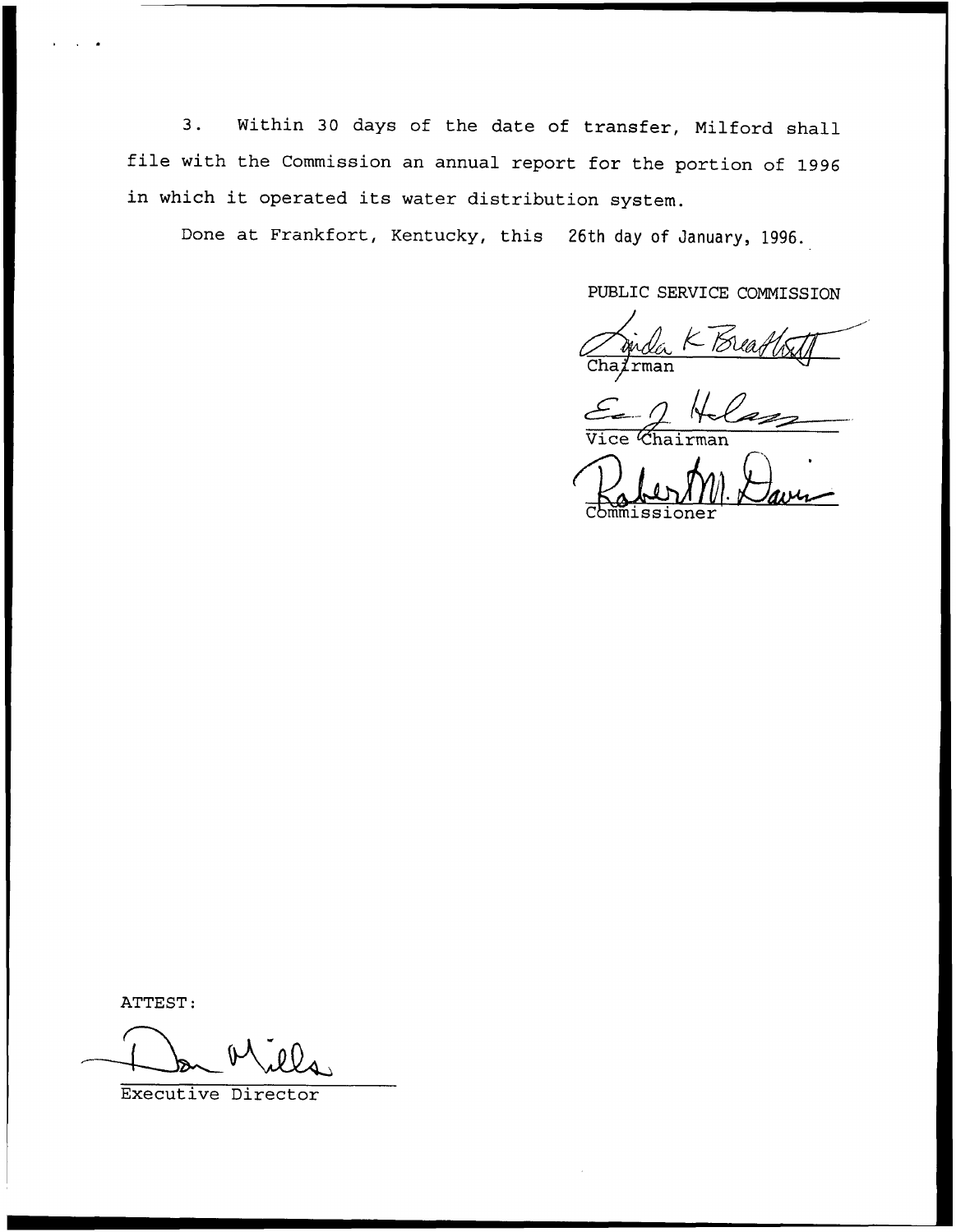3. Within 30 days of the date of transfer, Milford shall file with the Commission an annual report for the portion of 1996 in which it operated its water distribution system.

Done at Frankfort, Kentucky, this 26th day of January, 1996.

PUBLIC SERVICE COMMISSION

Chairman

Vice Chairman

Commissioner

ATTEST:

Executive Director